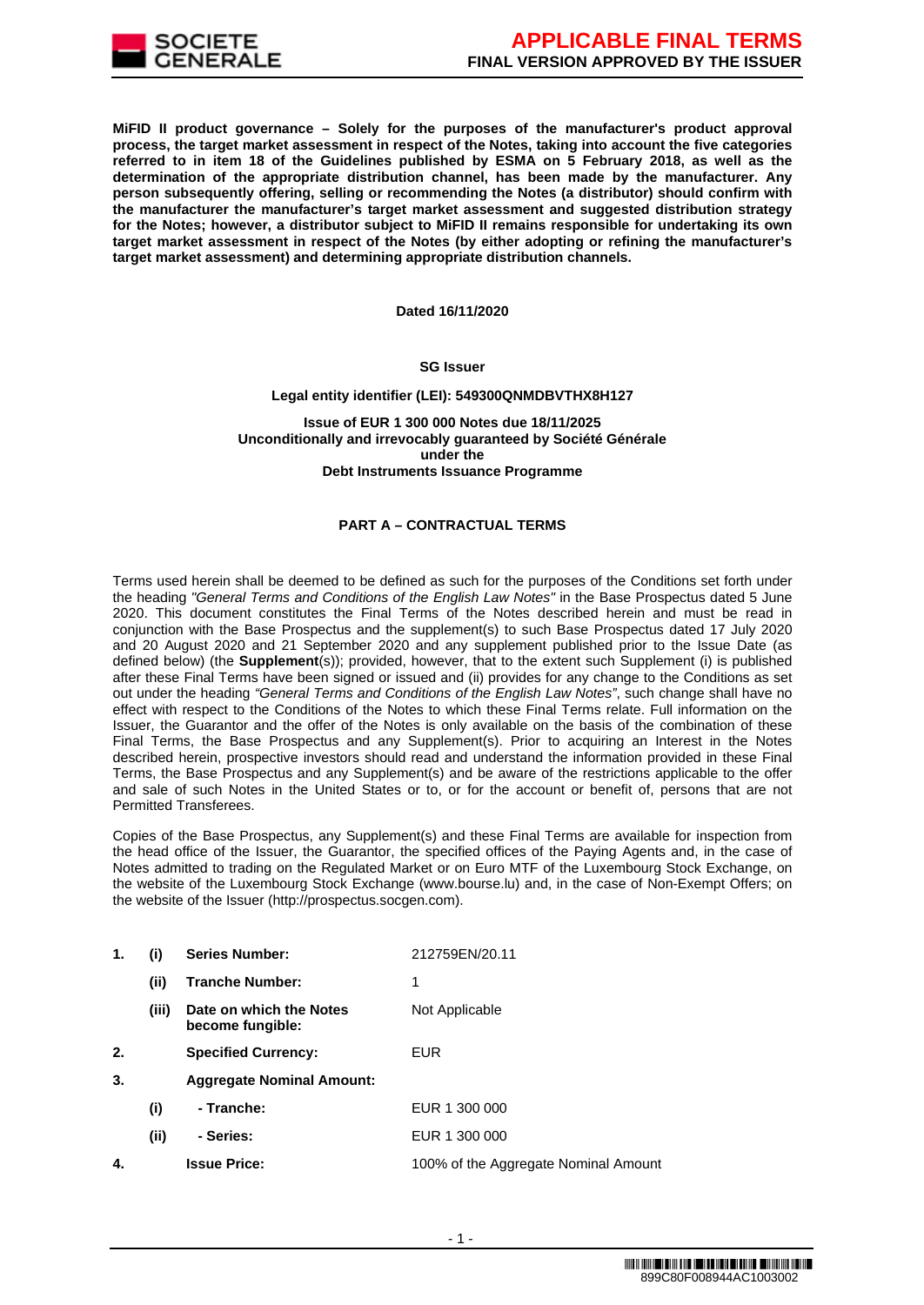**MiFID II product governance – Solely for the purposes of the manufacturer's product approval process, the target market assessment in respect of the Notes, taking into account the five categories referred to in item 18 of the Guidelines published by ESMA on 5 February 2018, as well as the determination of the appropriate distribution channel, has been made by the manufacturer. Any person subsequently offering, selling or recommending the Notes (a distributor) should confirm with the manufacturer the manufacturer's target market assessment and suggested distribution strategy for the Notes; however, a distributor subject to MiFID II remains responsible for undertaking its own target market assessment in respect of the Notes (by either adopting or refining the manufacturer's target market assessment) and determining appropriate distribution channels.**

**Dated 16/11/2020**

**SG Issuer**

**Legal entity identifier (LEI): 549300QNMDBVTHX8H127**

**Issue of EUR 1 300 000 Notes due 18/11/2025**
**Unconditionally and irrevocably guaranteed by Société Générale**
**under the**
**Debt Instruments Issuance Programme**

## PART A – CONTRACTUAL TERMS

Terms used herein shall be deemed to be defined as such for the purposes of the Conditions set forth under the heading *"General Terms and Conditions of the English Law Notes"* in the Base Prospectus dated 5 June 2020. This document constitutes the Final Terms of the Notes described herein and must be read in conjunction with the Base Prospectus and the supplement(s) to such Base Prospectus dated 17 July 2020 and 20 August 2020 and 21 September 2020 and any supplement published prior to the Issue Date (as defined below) (the **Supplement**(s)); provided, however, that to the extent such Supplement (i) is published after these Final Terms have been signed or issued and (ii) provides for any change to the Conditions as set out under the heading *"General Terms and Conditions of the English Law Notes"*, such change shall have no effect with respect to the Conditions of the Notes to which these Final Terms relate. Full information on the Issuer, the Guarantor and the offer of the Notes is only available on the basis of the combination of these Final Terms, the Base Prospectus and any Supplement(s). Prior to acquiring an Interest in the Notes described herein, prospective investors should read and understand the information provided in these Final Terms, the Base Prospectus and any Supplement(s) and be aware of the restrictions applicable to the offer and sale of such Notes in the United States or to, or for the account or benefit of, persons that are not Permitted Transferees.

Copies of the Base Prospectus, any Supplement(s) and these Final Terms are available for inspection from the head office of the Issuer, the Guarantor, the specified offices of the Paying Agents and, in the case of Notes admitted to trading on the Regulated Market or on Euro MTF of the Luxembourg Stock Exchange, on the website of the Luxembourg Stock Exchange (www.bourse.lu) and, in the case of Non-Exempt Offers; on the website of the Issuer (http://prospectus.socgen.com).

| | | | |
|---|---|---|---|
| 1. | (i) | **Series Number:** | 212759EN/20.11 |
| | (ii) | **Tranche Number:** | 1 |
| | (iii) | **Date on which the Notes become fungible:** | Not Applicable |
| 2. | | **Specified Currency:** | EUR |
| 3. | | **Aggregate Nominal Amount:** | |
| | (i) | **- Tranche:** | EUR 1 300 000 |
| | (ii) | **- Series:** | EUR 1 300 000 |
| 4. | | **Issue Price:** | 100% of the Aggregate Nominal Amount |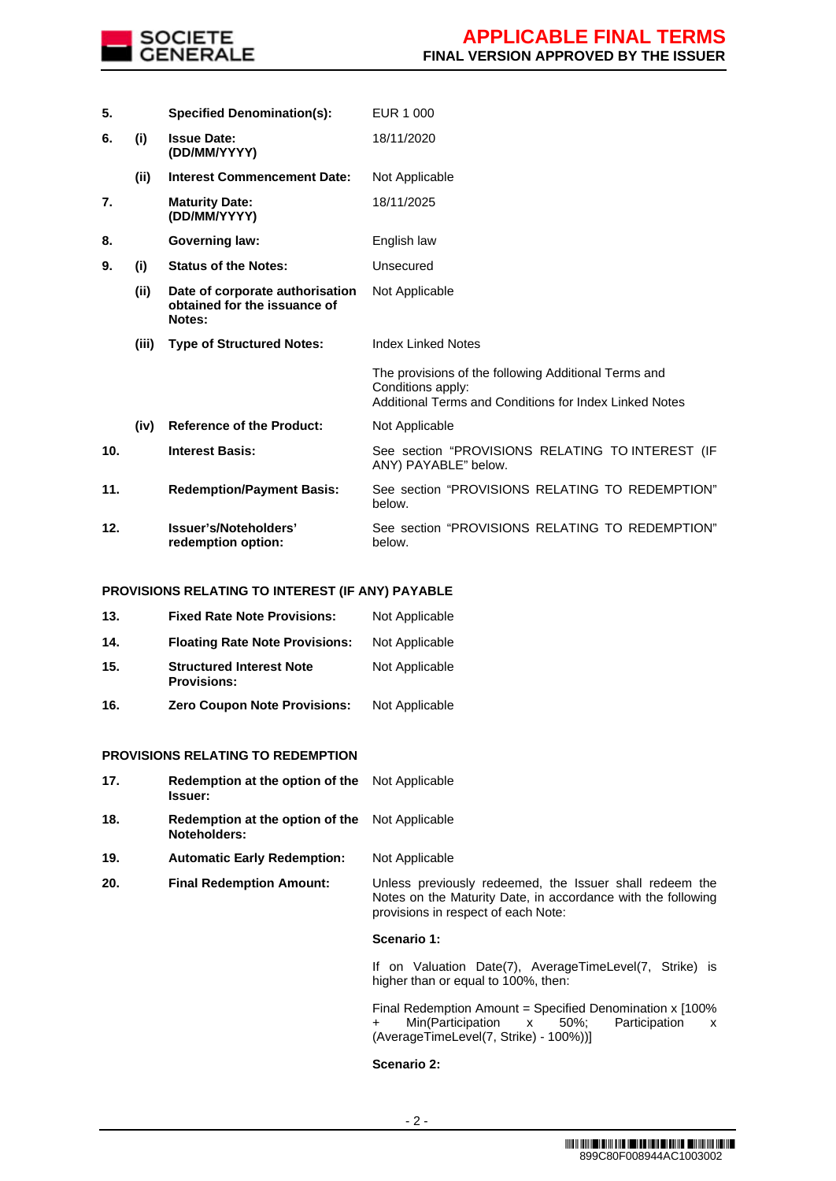| | | | |
|---|---|---|---|
| **5.** | | **Specified Denomination(s):** | EUR 1 000 |
| **6.** | **(i)** | **Issue Date: (DD/MM/YYYY)** | 18/11/2020 |
| | **(ii)** | **Interest Commencement Date:** | Not Applicable |
| **7.** | | **Maturity Date: (DD/MM/YYYY)** | 18/11/2025 |
| **8.** | | **Governing law:** | English law |
| **9.** | **(i)** | **Status of the Notes:** | Unsecured |
| | **(ii)** | **Date of corporate authorisation obtained for the issuance of Notes:** | Not Applicable |
| | **(iii)** | **Type of Structured Notes:** | Index Linked Notes<br><br>The provisions of the following Additional Terms and Conditions apply:<br>Additional Terms and Conditions for Index Linked Notes |
| | **(iv)** | **Reference of the Product:** | Not Applicable |
| **10.** | | **Interest Basis:** | See section "PROVISIONS RELATING TO INTEREST (IF ANY) PAYABLE" below. |
| **11.** | | **Redemption/Payment Basis:** | See section "PROVISIONS RELATING TO REDEMPTION" below. |
| **12.** | | **Issuer's/Noteholders' redemption option:** | See section "PROVISIONS RELATING TO REDEMPTION" below. |

**PROVISIONS RELATING TO INTEREST (IF ANY) PAYABLE**

| | | |
|---|---|---|
| **13.** | **Fixed Rate Note Provisions:** | Not Applicable |
| **14.** | **Floating Rate Note Provisions:** | Not Applicable |
| **15.** | **Structured Interest Note Provisions:** | Not Applicable |
| **16.** | **Zero Coupon Note Provisions:** | Not Applicable |

**PROVISIONS RELATING TO REDEMPTION**

| | | |
|---|---|---|
| **17.** | **Redemption at the option of the Issuer:** | Not Applicable |
| **18.** | **Redemption at the option of the Noteholders:** | Not Applicable |
| **19.** | **Automatic Early Redemption:** | Not Applicable |
| **20.** | **Final Redemption Amount:** | Unless previously redeemed, the Issuer shall redeem the Notes on the Maturity Date, in accordance with the following provisions in respect of each Note:<br><br>**Scenario 1:**<br><br>If on Valuation Date(7), AverageTimeLevel(7, Strike) is higher than or equal to 100%, then:<br><br>Final Redemption Amount = Specified Denomination x [100% + Min(Participation x 50%; Participation x (AverageTimeLevel(7, Strike) - 100%))]<br><br>**Scenario 2:** |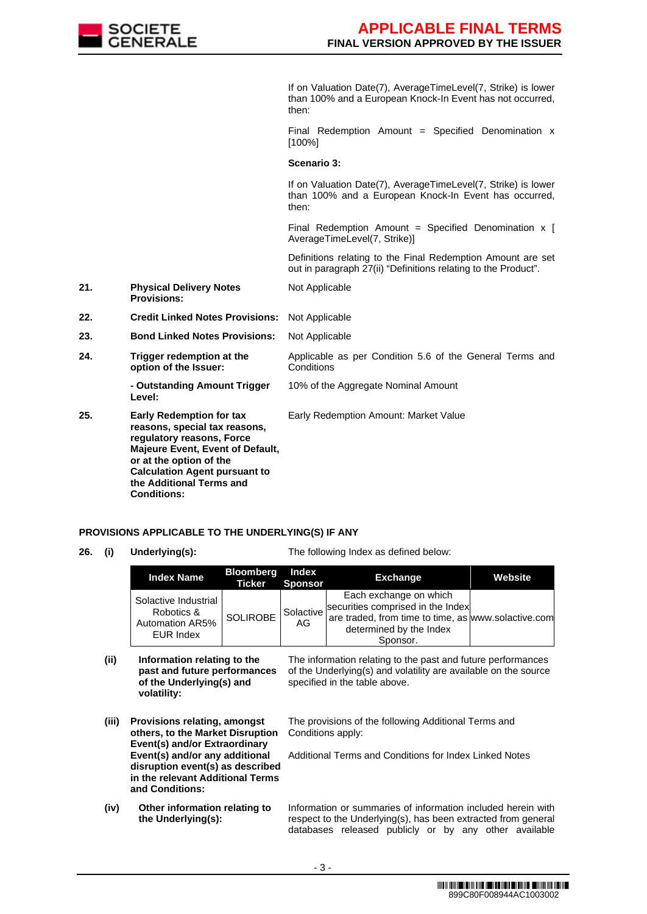If on Valuation Date(7), AverageTimeLevel(7, Strike) is lower than 100% and a European Knock-In Event has not occurred, then:

Final Redemption Amount = Specified Denomination x [100%]

**Scenario 3:**

If on Valuation Date(7), AverageTimeLevel(7, Strike) is lower than 100% and a European Knock-In Event has occurred, then:

Final Redemption Amount = Specified Denomination x [ AverageTimeLevel(7, Strike)]

Definitions relating to the Final Redemption Amount are set out in paragraph 27(ii) "Definitions relating to the Product".

| | | |
|---|---|---|
| **21.** | **Physical Delivery Notes Provisions:** | Not Applicable |
| **22.** | **Credit Linked Notes Provisions:** | Not Applicable |
| **23.** | **Bond Linked Notes Provisions:** | Not Applicable |
| **24.** | **Trigger redemption at the option of the Issuer:** | Applicable as per Condition 5.6 of the General Terms and Conditions |
| | **- Outstanding Amount Trigger Level:** | 10% of the Aggregate Nominal Amount |
| **25.** | **Early Redemption for tax reasons, special tax reasons, regulatory reasons, Force Majeure Event, Event of Default, or at the option of the Calculation Agent pursuant to the Additional Terms and Conditions:** | Early Redemption Amount: Market Value |

**PROVISIONS APPLICABLE TO THE UNDERLYING(S) IF ANY**

**26. (i) Underlying(s):** The following Index as defined below:

| Index Name | Bloomberg Ticker | Index Sponsor | Exchange | Website |
|---|---|---|---|---|
| Solactive Industrial Robotics & Automation AR5% EUR Index | SOLIROBE | Solactive AG | Each exchange on which securities comprised in the Index are traded, from time to time, as determined by the Index Sponsor. | www.solactive.com |

| | | |
|---|---|---|
| **(ii)** | **Information relating to the past and future performances of the Underlying(s) and volatility:** | The information relating to the past and future performances of the Underlying(s) and volatility are available on the source specified in the table above. |
| **(iii)** | **Provisions relating, amongst others, to the Market Disruption Event(s) and/or Extraordinary Event(s) and/or any additional disruption event(s) as described in the relevant Additional Terms and Conditions:** | The provisions of the following Additional Terms and Conditions apply:<br><br>Additional Terms and Conditions for Index Linked Notes |
| **(iv)** | **Other information relating to the Underlying(s):** | Information or summaries of information included herein with respect to the Underlying(s), has been extracted from general databases released publicly or by any other available |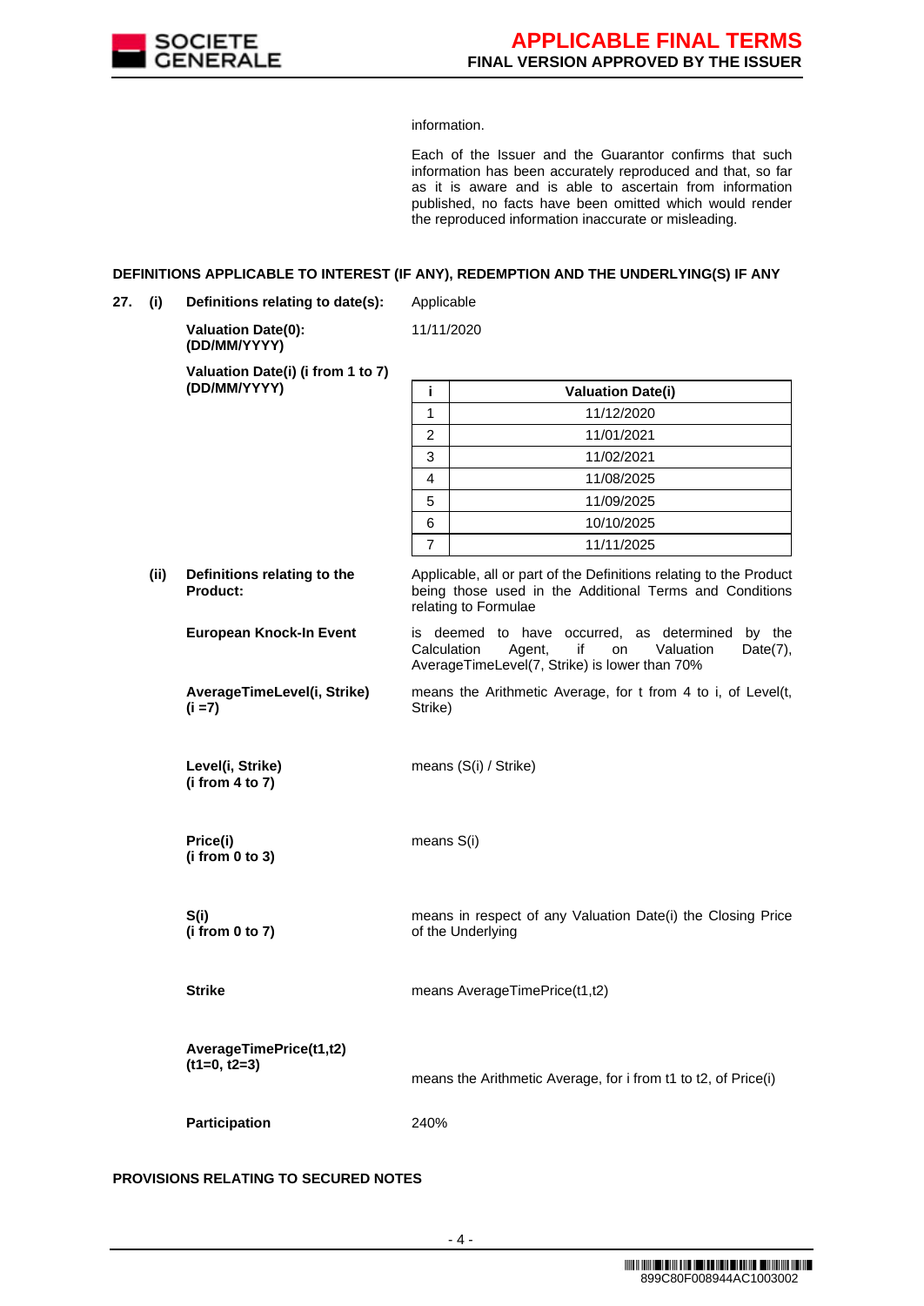information.

Each of the Issuer and the Guarantor confirms that such information has been accurately reproduced and that, so far as it is aware and is able to ascertain from information published, no facts have been omitted which would render the reproduced information inaccurate or misleading.

**DEFINITIONS APPLICABLE TO INTEREST (IF ANY), REDEMPTION AND THE UNDERLYING(S) IF ANY**

**27. (i) Definitions relating to date(s):** Applicable

**Valuation Date(0): (DD/MM/YYYY)** 11/11/2020

**Valuation Date(i) (i from 1 to 7) (DD/MM/YYYY)**

| i | Valuation Date(i) |
|---|---|
| 1 | 11/12/2020 |
| 2 | 11/01/2021 |
| 3 | 11/02/2021 |
| 4 | 11/08/2025 |
| 5 | 11/09/2025 |
| 6 | 10/10/2025 |
| 7 | 11/11/2025 |

**(ii) Definitions relating to the Product:** Applicable, all or part of the Definitions relating to the Product being those used in the Additional Terms and Conditions relating to Formulae

**European Knock-In Event** is deemed to have occurred, as determined by the Calculation Agent, if on Valuation Date(7), AverageTimeLevel(7, Strike) is lower than 70%

**AverageTimeLevel(i, Strike) (i =7)** means the Arithmetic Average, for t from 4 to i, of Level(t, Strike)

**Level(i, Strike) (i from 4 to 7)** means (S(i) / Strike)

**Price(i) (i from 0 to 3)** means S(i)

**S(i) (i from 0 to 7)** means in respect of any Valuation Date(i) the Closing Price of the Underlying

**Strike** means AverageTimePrice(t1,t2)

**AverageTimePrice(t1,t2) (t1=0, t2=3)** means the Arithmetic Average, for i from t1 to t2, of Price(i)

**Participation** 240%

**PROVISIONS RELATING TO SECURED NOTES**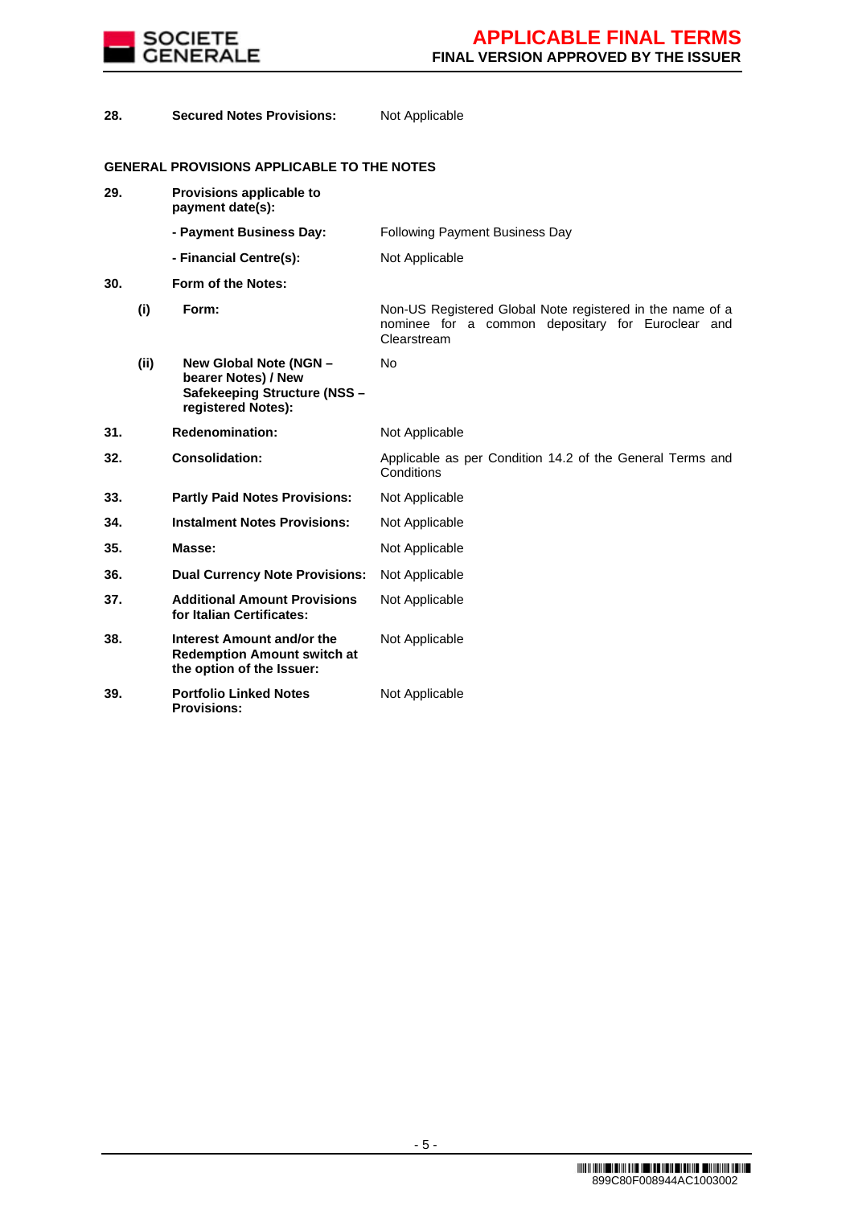| | | | |
|---|---|---|---|
| **28.** | | **Secured Notes Provisions:** | Not Applicable |

**GENERAL PROVISIONS APPLICABLE TO THE NOTES**

| | | | |
|---|---|---|---|
| **29.** | | **Provisions applicable to payment date(s):** | |
| | | **- Payment Business Day:** | Following Payment Business Day |
| | | **- Financial Centre(s):** | Not Applicable |
| **30.** | | **Form of the Notes:** | |
| | **(i)** | **Form:** | Non-US Registered Global Note registered in the name of a nominee for a common depositary for Euroclear and Clearstream |
| | **(ii)** | **New Global Note (NGN – bearer Notes) / New Safekeeping Structure (NSS – registered Notes):** | No |
| **31.** | | **Redenomination:** | Not Applicable |
| **32.** | | **Consolidation:** | Applicable as per Condition 14.2 of the General Terms and Conditions |
| **33.** | | **Partly Paid Notes Provisions:** | Not Applicable |
| **34.** | | **Instalment Notes Provisions:** | Not Applicable |
| **35.** | | **Masse:** | Not Applicable |
| **36.** | | **Dual Currency Note Provisions:** | Not Applicable |
| **37.** | | **Additional Amount Provisions for Italian Certificates:** | Not Applicable |
| **38.** | | **Interest Amount and/or the Redemption Amount switch at the option of the Issuer:** | Not Applicable |
| **39.** | | **Portfolio Linked Notes Provisions:** | Not Applicable |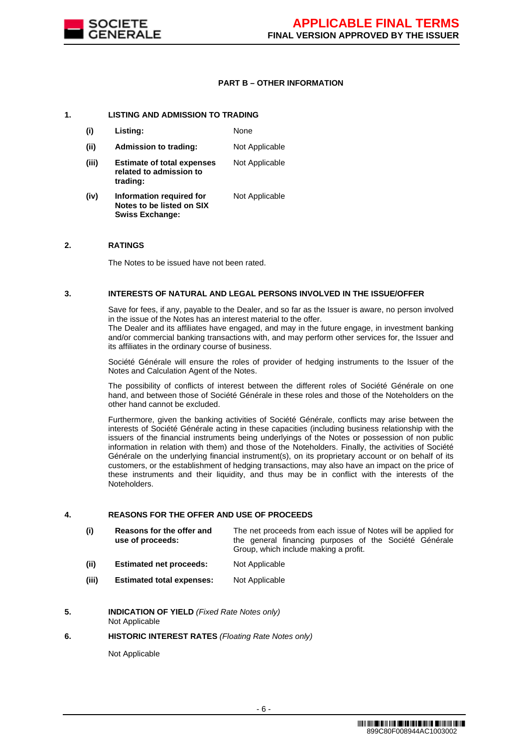## PART B – OTHER INFORMATION

**1. LISTING AND ADMISSION TO TRADING**

| | | |
|---|---|---|
| **(i)** | **Listing:** | None |
| **(ii)** | **Admission to trading:** | Not Applicable |
| **(iii)** | **Estimate of total expenses related to admission to trading:** | Not Applicable |
| **(iv)** | **Information required for Notes to be listed on SIX Swiss Exchange:** | Not Applicable |

**2. RATINGS**

The Notes to be issued have not been rated.

**3. INTERESTS OF NATURAL AND LEGAL PERSONS INVOLVED IN THE ISSUE/OFFER**

Save for fees, if any, payable to the Dealer, and so far as the Issuer is aware, no person involved in the issue of the Notes has an interest material to the offer.
The Dealer and its affiliates have engaged, and may in the future engage, in investment banking and/or commercial banking transactions with, and may perform other services for, the Issuer and its affiliates in the ordinary course of business.

Société Générale will ensure the roles of provider of hedging instruments to the Issuer of the Notes and Calculation Agent of the Notes.

The possibility of conflicts of interest between the different roles of Société Générale on one hand, and between those of Société Générale in these roles and those of the Noteholders on the other hand cannot be excluded.

Furthermore, given the banking activities of Société Générale, conflicts may arise between the interests of Société Générale acting in these capacities (including business relationship with the issuers of the financial instruments being underlyings of the Notes or possession of non public information in relation with them) and those of the Noteholders. Finally, the activities of Société Générale on the underlying financial instrument(s), on its proprietary account or on behalf of its customers, or the establishment of hedging transactions, may also have an impact on the price of these instruments and their liquidity, and thus may be in conflict with the interests of the Noteholders.

**4. REASONS FOR THE OFFER AND USE OF PROCEEDS**

| | | |
|---|---|---|
| **(i)** | **Reasons for the offer and use of proceeds:** | The net proceeds from each issue of Notes will be applied for the general financing purposes of the Société Générale Group, which include making a profit. |
| **(ii)** | **Estimated net proceeds:** | Not Applicable |
| **(iii)** | **Estimated total expenses:** | Not Applicable |

**5. INDICATION OF YIELD** *(Fixed Rate Notes only)*

Not Applicable

**6. HISTORIC INTEREST RATES** *(Floating Rate Notes only)*

Not Applicable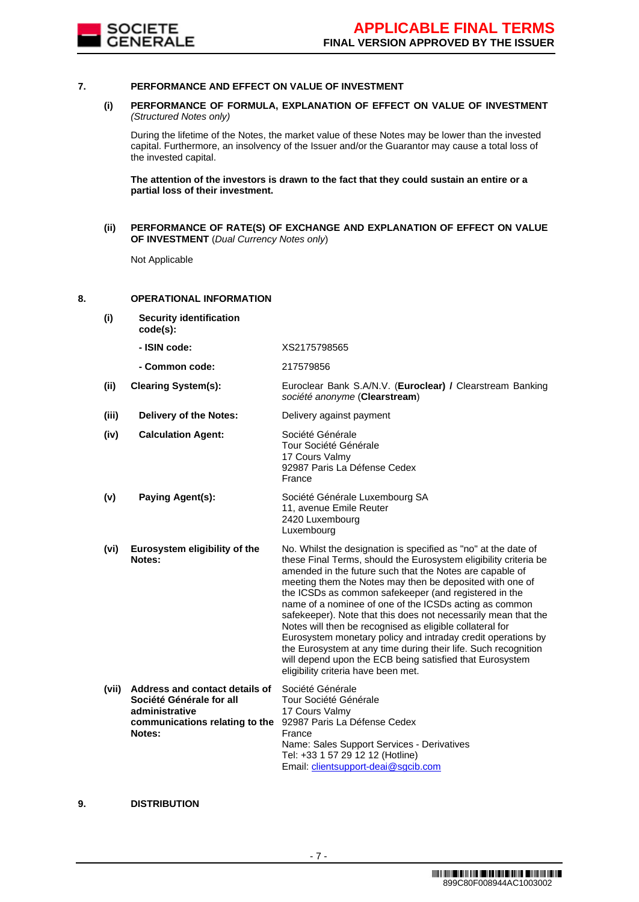## 7. PERFORMANCE AND EFFECT ON VALUE OF INVESTMENT

**(i) PERFORMANCE OF FORMULA, EXPLANATION OF EFFECT ON VALUE OF INVESTMENT** *(Structured Notes only)*

During the lifetime of the Notes, the market value of these Notes may be lower than the invested capital. Furthermore, an insolvency of the Issuer and/or the Guarantor may cause a total loss of the invested capital.

**The attention of the investors is drawn to the fact that they could sustain an entire or a partial loss of their investment.**

**(ii) PERFORMANCE OF RATE(S) OF EXCHANGE AND EXPLANATION OF EFFECT ON VALUE OF INVESTMENT** (*Dual Currency Notes only*)

Not Applicable

## 8. OPERATIONAL INFORMATION

| | | |
|---|---|---|
| **(i)** | **Security identification code(s):** | |
| | **- ISIN code:** | XS2175798565 |
| | **- Common code:** | 217579856 |
| **(ii)** | **Clearing System(s):** | Euroclear Bank S.A/N.V. (**Euroclear) /** Clearstream Banking *société anonyme* (**Clearstream**) |
| **(iii)** | **Delivery of the Notes:** | Delivery against payment |
| **(iv)** | **Calculation Agent:** | Société Générale<br>Tour Société Générale<br>17 Cours Valmy<br>92987 Paris La Défense Cedex<br>France |
| **(v)** | **Paying Agent(s):** | Société Générale Luxembourg SA<br>11, avenue Emile Reuter<br>2420 Luxembourg<br>Luxembourg |
| **(vi)** | **Eurosystem eligibility of the Notes:** | No. Whilst the designation is specified as "no" at the date of these Final Terms, should the Eurosystem eligibility criteria be amended in the future such that the Notes are capable of meeting them the Notes may then be deposited with one of the ICSDs as common safekeeper (and registered in the name of a nominee of one of the ICSDs acting as common safekeeper). Note that this does not necessarily mean that the Notes will then be recognised as eligible collateral for Eurosystem monetary policy and intraday credit operations by the Eurosystem at any time during their life. Such recognition will depend upon the ECB being satisfied that Eurosystem eligibility criteria have been met. |
| **(vii)** | **Address and contact details of Société Générale for all administrative communications relating to the Notes:** | Société Générale<br>Tour Société Générale<br>17 Cours Valmy<br>92987 Paris La Défense Cedex<br>France<br>Name: Sales Support Services - Derivatives<br>Tel: +33 1 57 29 12 12 (Hotline)<br>Email: clientsupport-deai@sgcib.com |

## 9. DISTRIBUTION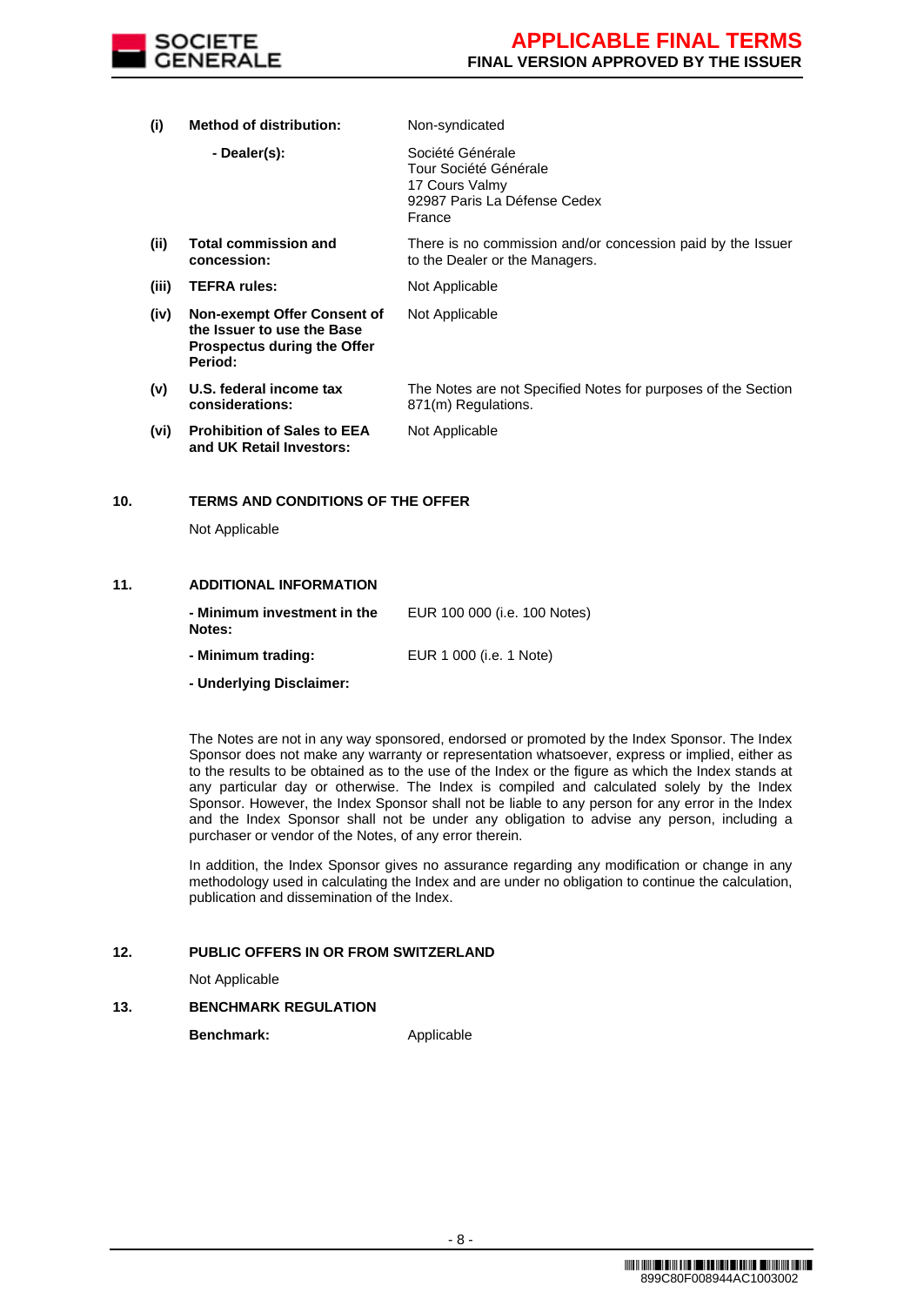| | | |
|---|---|---|
| **(i)** | **Method of distribution:** | Non-syndicated |
| | **- Dealer(s):** | Société Générale<br>Tour Société Générale<br>17 Cours Valmy<br>92987 Paris La Défense Cedex<br>France |
| **(ii)** | **Total commission and concession:** | There is no commission and/or concession paid by the Issuer to the Dealer or the Managers. |
| **(iii)** | **TEFRA rules:** | Not Applicable |
| **(iv)** | **Non-exempt Offer Consent of the Issuer to use the Base Prospectus during the Offer Period:** | Not Applicable |
| **(v)** | **U.S. federal income tax considerations:** | The Notes are not Specified Notes for purposes of the Section 871(m) Regulations. |
| **(vi)** | **Prohibition of Sales to EEA and UK Retail Investors:** | Not Applicable |

## 10. TERMS AND CONDITIONS OF THE OFFER

Not Applicable

## 11. ADDITIONAL INFORMATION

| | |
|---|---|
| **- Minimum investment in the Notes:** | EUR 100 000 (i.e. 100 Notes) |
| **- Minimum trading:** | EUR 1 000 (i.e. 1 Note) |

**- Underlying Disclaimer:**

The Notes are not in any way sponsored, endorsed or promoted by the Index Sponsor. The Index Sponsor does not make any warranty or representation whatsoever, express or implied, either as to the results to be obtained as to the use of the Index or the figure as which the Index stands at any particular day or otherwise. The Index is compiled and calculated solely by the Index Sponsor. However, the Index Sponsor shall not be liable to any person for any error in the Index and the Index Sponsor shall not be under any obligation to advise any person, including a purchaser or vendor of the Notes, of any error therein.

In addition, the Index Sponsor gives no assurance regarding any modification or change in any methodology used in calculating the Index and are under no obligation to continue the calculation, publication and dissemination of the Index.

## 12. PUBLIC OFFERS IN OR FROM SWITZERLAND

Not Applicable

## 13. BENCHMARK REGULATION

| | |
|---|---|
| **Benchmark:** | Applicable |